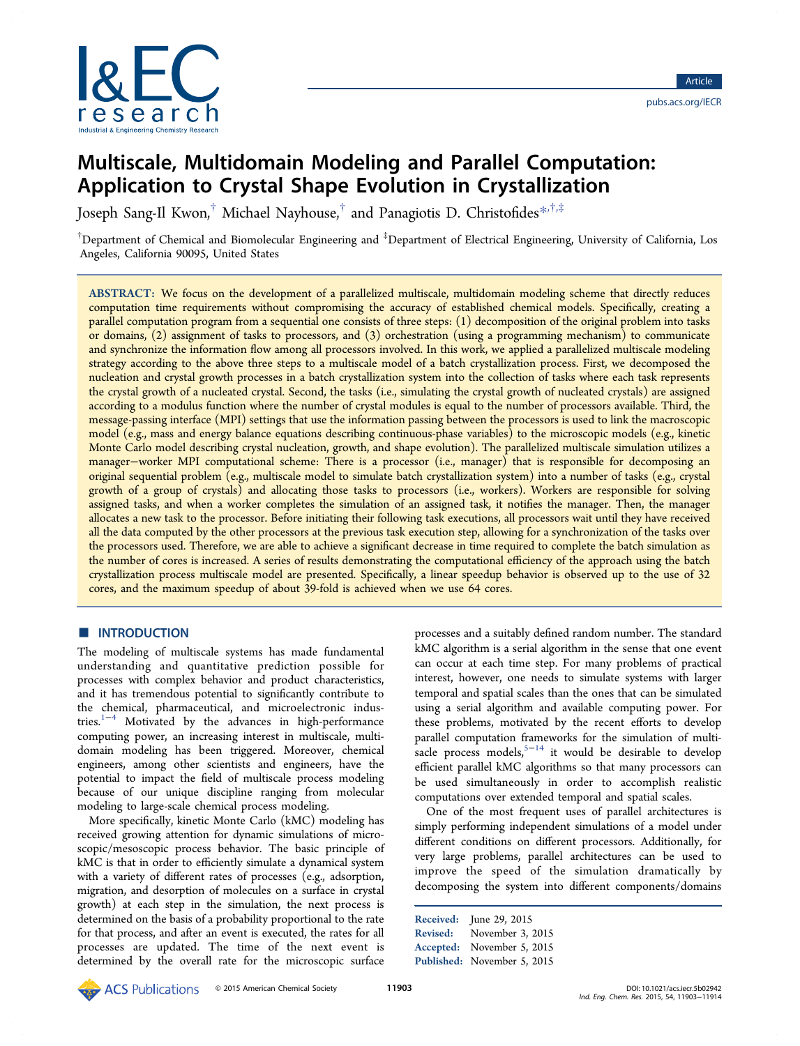# Multiscale, Multidomain Modeling and Parallel Computation: Application to Crystal Shape Evolution in Crystallization

Joseph Sang-Il Kwon,[†] Michael Nayhouse,[†] and Panagiotis D. Christofides*[,†,‡]

[†]Department of Chemical and Biomolecular Engineering and [‡]Department of Electrical Engineering, University of California, Los Angeles, California 90095, United States

**ABSTRACT:** We focus on the development of a parallelized multiscale, multidomain modeling scheme that directly reduces computation time requirements without compromising the accuracy of established chemical models. Specifically, creating a parallel computation program from a sequential one consists of three steps: (1) decomposition of the original problem into tasks or domains, (2) assignment of tasks to processors, and (3) orchestration (using a programming mechanism) to communicate and synchronize the information flow among all processors involved. In this work, we applied a parallelized multiscale modeling strategy according to the above three steps to a multiscale model of a batch crystallization process. First, we decomposed the nucleation and crystal growth processes in a batch crystallization system into the collection of tasks where each task represents the crystal growth of a nucleated crystal. Second, the tasks (i.e., simulating the crystal growth of nucleated crystals) are assigned according to a modulus function where the number of crystal modules is equal to the number of processors available. Third, the message-passing interface (MPI) settings that use the information passing between the processors is used to link the macroscopic model (e.g., mass and energy balance equations describing continuous-phase variables) to the microscopic models (e.g., kinetic Monte Carlo model describing crystal nucleation, growth, and shape evolution). The parallelized multiscale simulation utilizes a manager−worker MPI computational scheme: There is a processor (i.e., manager) that is responsible for decomposing an original sequential problem (e.g., multiscale model to simulate batch crystallization system) into a number of tasks (e.g., crystal growth of a group of crystals) and allocating those tasks to processors (i.e., workers). Workers are responsible for solving assigned tasks, and when a worker completes the simulation of an assigned task, it notifies the manager. Then, the manager allocates a new task to the processor. Before initiating their following task executions, all processors wait until they have received all the data computed by the other processors at the previous task execution step, allowing for a synchronization of the tasks over the processors used. Therefore, we are able to achieve a significant decrease in time required to complete the batch simulation as the number of cores is increased. A series of results demonstrating the computational efficiency of the approach using the batch crystallization process multiscale model are presented. Specifically, a linear speedup behavior is observed up to the use of 32 cores, and the maximum speedup of about 39-fold is achieved when we use 64 cores.

## ■ INTRODUCTION

The modeling of multiscale systems has made fundamental understanding and quantitative prediction possible for processes with complex behavior and product characteristics, and it has tremendous potential to significantly contribute to the chemical, pharmaceutical, and microelectronic industries.[1−4] Motivated by the advances in high-performance computing power, an increasing interest in multiscale, multidomain modeling has been triggered. Moreover, chemical engineers, among other scientists and engineers, have the potential to impact the field of multiscale process modeling because of our unique discipline ranging from molecular modeling to large-scale chemical process modeling.

More specifically, kinetic Monte Carlo (kMC) modeling has received growing attention for dynamic simulations of microscopic/mesoscopic process behavior. The basic principle of kMC is that in order to efficiently simulate a dynamical system with a variety of different rates of processes (e.g., adsorption, migration, and desorption of molecules on a surface in crystal growth) at each step in the simulation, the next process is determined on the basis of a probability proportional to the rate for that process, and after an event is executed, the rates for all processes are updated. The time of the next event is determined by the overall rate for the microscopic surface processes and a suitably defined random number. The standard kMC algorithm is a serial algorithm in the sense that one event can occur at each time step. For many problems of practical interest, however, one needs to simulate systems with larger temporal and spatial scales than the ones that can be simulated using a serial algorithm and available computing power. For these problems, motivated by the recent efforts to develop parallel computation frameworks for the simulation of multisacle process models,[5−14] it would be desirable to develop efficient parallel kMC algorithms so that many processors can be used simultaneously in order to accomplish realistic computations over extended temporal and spatial scales.

One of the most frequent uses of parallel architectures is simply performing independent simulations of a model under different conditions on different processors. Additionally, for very large problems, parallel architectures can be used to improve the speed of the simulation dramatically by decomposing the system into different components/domains

Received: June 29, 2015
Revised: November 3, 2015
Accepted: November 5, 2015
Published: November 5, 2015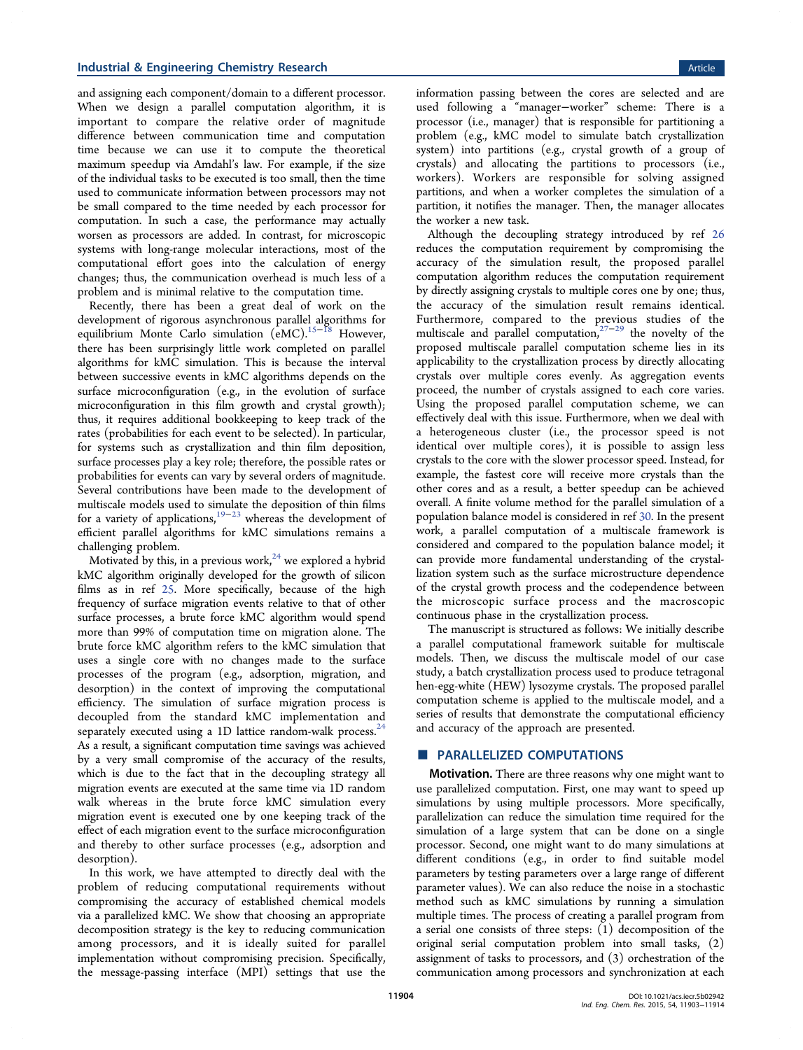and assigning each component/domain to a different processor. When we design a parallel computation algorithm, it is important to compare the relative order of magnitude difference between communication time and computation time because we can use it to compute the theoretical maximum speedup via Amdahl's law. For example, if the size of the individual tasks to be executed is too small, then the time used to communicate information between processors may not be small compared to the time needed by each processor for computation. In such a case, the performance may actually worsen as processors are added. In contrast, for microscopic systems with long-range molecular interactions, most of the computational effort goes into the calculation of energy changes; thus, the communication overhead is much less of a problem and is minimal relative to the computation time.

Recently, there has been a great deal of work on the development of rigorous asynchronous parallel algorithms for equilibrium Monte Carlo simulation (eMC).[15−18] However, there has been surprisingly little work completed on parallel algorithms for kMC simulation. This is because the interval between successive events in kMC algorithms depends on the surface microconfiguration (e.g., in the evolution of surface microconfiguration in this film growth and crystal growth); thus, it requires additional bookkeeping to keep track of the rates (probabilities for each event to be selected). In particular, for systems such as crystallization and thin film deposition, surface processes play a key role; therefore, the possible rates or probabilities for events can vary by several orders of magnitude. Several contributions have been made to the development of multiscale models used to simulate the deposition of thin films for a variety of applications,[19−23] whereas the development of efficient parallel algorithms for kMC simulations remains a challenging problem.

Motivated by this, in a previous work,[24] we explored a hybrid kMC algorithm originally developed for the growth of silicon films as in ref 25. More specifically, because of the high frequency of surface migration events relative to that of other surface processes, a brute force kMC algorithm would spend more than 99% of computation time on migration alone. The brute force kMC algorithm refers to the kMC simulation that uses a single core with no changes made to the surface processes of the program (e.g., adsorption, migration, and desorption) in the context of improving the computational efficiency. The simulation of surface migration process is decoupled from the standard kMC implementation and separately executed using a 1D lattice random-walk process.[24] As a result, a significant computation time savings was achieved by a very small compromise of the accuracy of the results, which is due to the fact that in the decoupling strategy all migration events are executed at the same time via 1D random walk whereas in the brute force kMC simulation every migration event is executed one by one keeping track of the effect of each migration event to the surface microconfiguration and thereby to other surface processes (e.g., adsorption and desorption).

In this work, we have attempted to directly deal with the problem of reducing computational requirements without compromising the accuracy of established chemical models via a parallelized kMC. We show that choosing an appropriate decomposition strategy is the key to reducing communication among processors, and it is ideally suited for parallel implementation without compromising precision. Specifically, the message-passing interface (MPI) settings that use the information passing between the cores are selected and are used following a "manager−worker" scheme: There is a processor (i.e., manager) that is responsible for partitioning a problem (e.g., kMC model to simulate batch crystallization system) into partitions (e.g., crystal growth of a group of crystals) and allocating the partitions to processors (i.e., workers). Workers are responsible for solving assigned partitions, and when a worker completes the simulation of a partition, it notifies the manager. Then, the manager allocates the worker a new task.

Although the decoupling strategy introduced by ref 26 reduces the computation requirement by compromising the accuracy of the simulation result, the proposed parallel computation algorithm reduces the computation requirement by directly assigning crystals to multiple cores one by one; thus, the accuracy of the simulation result remains identical. Furthermore, compared to the previous studies of the multiscale and parallel computation,[27−29] the novelty of the proposed multiscale parallel computation scheme lies in its applicability to the crystallization process by directly allocating crystals over multiple cores evenly. As aggregation events proceed, the number of crystals assigned to each core varies. Using the proposed parallel computation scheme, we can effectively deal with this issue. Furthermore, when we deal with a heterogeneous cluster (i.e., the processor speed is not identical over multiple cores), it is possible to assign less crystals to the core with the slower processor speed. Instead, for example, the fastest core will receive more crystals than the other cores and as a result, a better speedup can be achieved overall. A finite volume method for the parallel simulation of a population balance model is considered in ref 30. In the present work, a parallel computation of a multiscale framework is considered and compared to the population balance model; it can provide more fundamental understanding of the crystallization system such as the surface microstructure dependence of the crystal growth process and the codependence between the microscopic surface process and the macroscopic continuous phase in the crystallization process.

The manuscript is structured as follows: We initially describe a parallel computational framework suitable for multiscale models. Then, we discuss the multiscale model of our case study, a batch crystallization process used to produce tetragonal hen-egg-white (HEW) lysozyme crystals. The proposed parallel computation scheme is applied to the multiscale model, and a series of results that demonstrate the computational efficiency and accuracy of the approach are presented.

## ■ PARALLELIZED COMPUTATIONS

**Motivation.** There are three reasons why one might want to use parallelized computation. First, one may want to speed up simulations by using multiple processors. More specifically, parallelization can reduce the simulation time required for the simulation of a large system that can be done on a single processor. Second, one might want to do many simulations at different conditions (e.g., in order to find suitable model parameters by testing parameters over a large range of different parameter values). We can also reduce the noise in a stochastic method such as kMC simulations by running a simulation multiple times. The process of creating a parallel program from a serial one consists of three steps: (1) decomposition of the original serial computation problem into small tasks, (2) assignment of tasks to processors, and (3) orchestration of the communication among processors and synchronization at each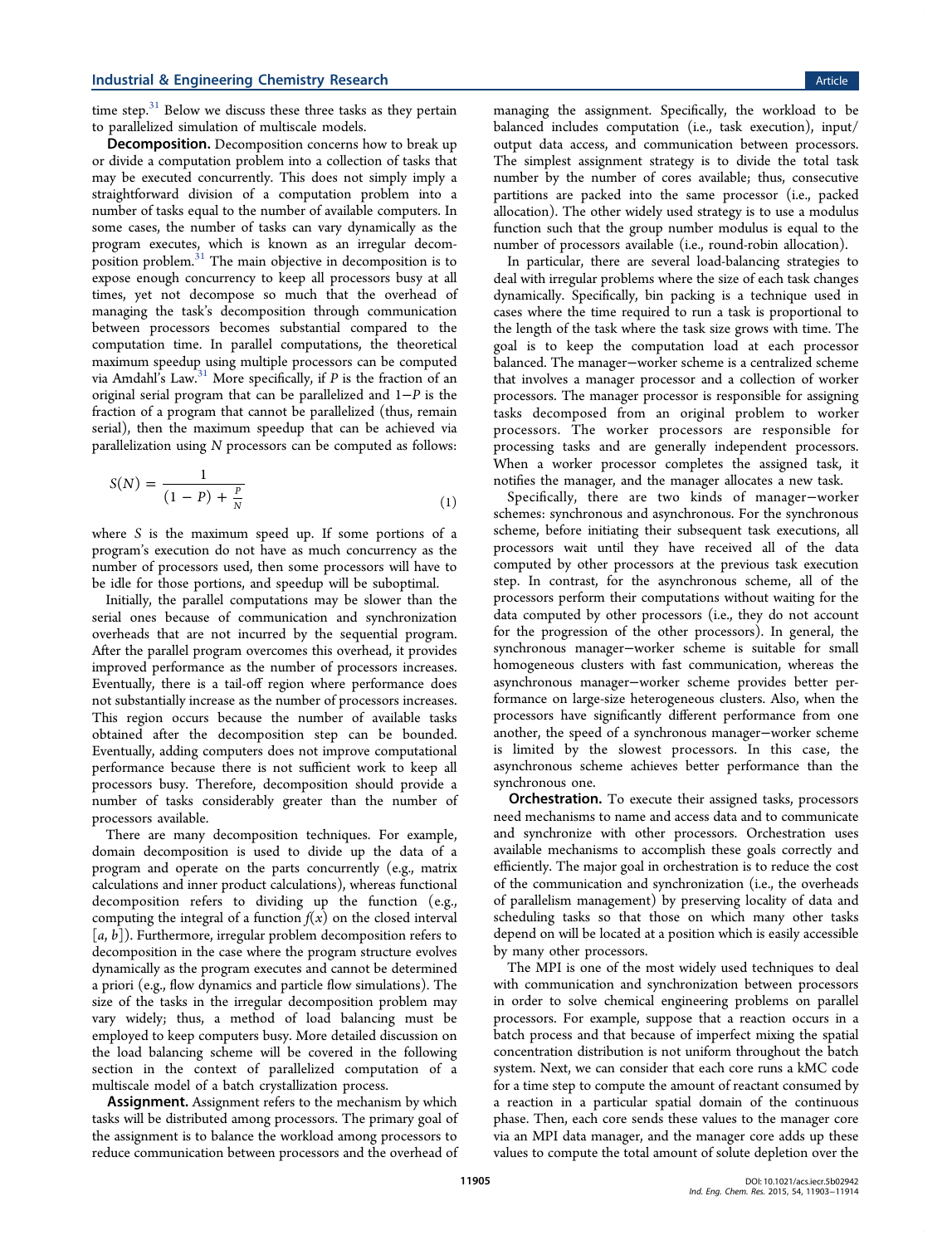time step.[31] Below we discuss these three tasks as they pertain to parallelized simulation of multiscale models.

**Decomposition.** Decomposition concerns how to break up or divide a computation problem into a collection of tasks that may be executed concurrently. This does not simply imply a straightforward division of a computation problem into a number of tasks equal to the number of available computers. In some cases, the number of tasks can vary dynamically as the program executes, which is known as an irregular decomposition problem.[31] The main objective in decomposition is to expose enough concurrency to keep all processors busy at all times, yet not decompose so much that the overhead of managing the task's decomposition through communication between processors becomes substantial compared to the computation time. In parallel computations, the theoretical maximum speedup using multiple processors can be computed via Amdahl's Law.[31] More specifically, if $P$ is the fraction of an original serial program that can be parallelized and $1-P$ is the fraction of a program that cannot be parallelized (thus, remain serial), then the maximum speedup that can be achieved via parallelization using $N$ processors can be computed as follows:

$$S(N) = \frac{1}{(1-P) + \frac{P}{N}} \tag{1}$$

where $S$ is the maximum speed up. If some portions of a program's execution do not have as much concurrency as the number of processors used, then some processors will have to be idle for those portions, and speedup will be suboptimal.

Initially, the parallel computations may be slower than the serial ones because of communication and synchronization overheads that are not incurred by the sequential program. After the parallel program overcomes this overhead, it provides improved performance as the number of processors increases. Eventually, there is a tail-off region where performance does not substantially increase as the number of processors increases. This region occurs because the number of available tasks obtained after the decomposition step can be bounded. Eventually, adding computers does not improve computational performance because there is not sufficient work to keep all processors busy. Therefore, decomposition should provide a number of tasks considerably greater than the number of processors available.

There are many decomposition techniques. For example, domain decomposition is used to divide up the data of a program and operate on the parts concurrently (e.g., matrix calculations and inner product calculations), whereas functional decomposition refers to dividing up the function (e.g., computing the integral of a function $f(x)$ on the closed interval $[a, b]$). Furthermore, irregular problem decomposition refers to decomposition in the case where the program structure evolves dynamically as the program executes and cannot be determined a priori (e.g., flow dynamics and particle flow simulations). The size of the tasks in the irregular decomposition problem may vary widely; thus, a method of load balancing must be employed to keep computers busy. More detailed discussion on the load balancing scheme will be covered in the following section in the context of parallelized computation of a multiscale model of a batch crystallization process.

**Assignment.** Assignment refers to the mechanism by which tasks will be distributed among processors. The primary goal of the assignment is to balance the workload among processors to reduce communication between processors and the overhead of managing the assignment. Specifically, the workload to be balanced includes computation (i.e., task execution), input/output data access, and communication between processors. The simplest assignment strategy is to divide the total task number by the number of cores available; thus, consecutive partitions are packed into the same processor (i.e., packed allocation). The other widely used strategy is to use a modulus function such that the group number modulus is equal to the number of processors available (i.e., round-robin allocation).

In particular, there are several load-balancing strategies to deal with irregular problems where the size of each task changes dynamically. Specifically, bin packing is a technique used in cases where the time required to run a task is proportional to the length of the task where the task size grows with time. The goal is to keep the computation load at each processor balanced. The manager−worker scheme is a centralized scheme that involves a manager processor and a collection of worker processors. The manager processor is responsible for assigning tasks decomposed from an original problem to worker processors. The worker processors are responsible for processing tasks and are generally independent processors. When a worker processor completes the assigned task, it notifies the manager, and the manager allocates a new task.

Specifically, there are two kinds of manager−worker schemes: synchronous and asynchronous. For the synchronous scheme, before initiating their subsequent task executions, all processors wait until they have received all of the data computed by other processors at the previous task execution step. In contrast, for the asynchronous scheme, all of the processors perform their computations without waiting for the data computed by other processors (i.e., they do not account for the progression of the other processors). In general, the synchronous manager−worker scheme is suitable for small homogeneous clusters with fast communication, whereas the asynchronous manager−worker scheme provides better performance on large-size heterogeneous clusters. Also, when the processors have significantly different performance from one another, the speed of a synchronous manager−worker scheme is limited by the slowest processors. In this case, the asynchronous scheme achieves better performance than the synchronous one.

**Orchestration.** To execute their assigned tasks, processors need mechanisms to name and access data and to communicate and synchronize with other processors. Orchestration uses available mechanisms to accomplish these goals correctly and efficiently. The major goal in orchestration is to reduce the cost of the communication and synchronization (i.e., the overheads of parallelism management) by preserving locality of data and scheduling tasks so that those on which many other tasks depend on will be located at a position which is easily accessible by many other processors.

The MPI is one of the most widely used techniques to deal with communication and synchronization between processors in order to solve chemical engineering problems on parallel processors. For example, suppose that a reaction occurs in a batch process and that because of imperfect mixing the spatial concentration distribution is not uniform throughout the batch system. Next, we can consider that each core runs a kMC code for a time step to compute the amount of reactant consumed by a reaction in a particular spatial domain of the continuous phase. Then, each core sends these values to the manager core via an MPI data manager, and the manager core adds up these values to compute the total amount of solute depletion over the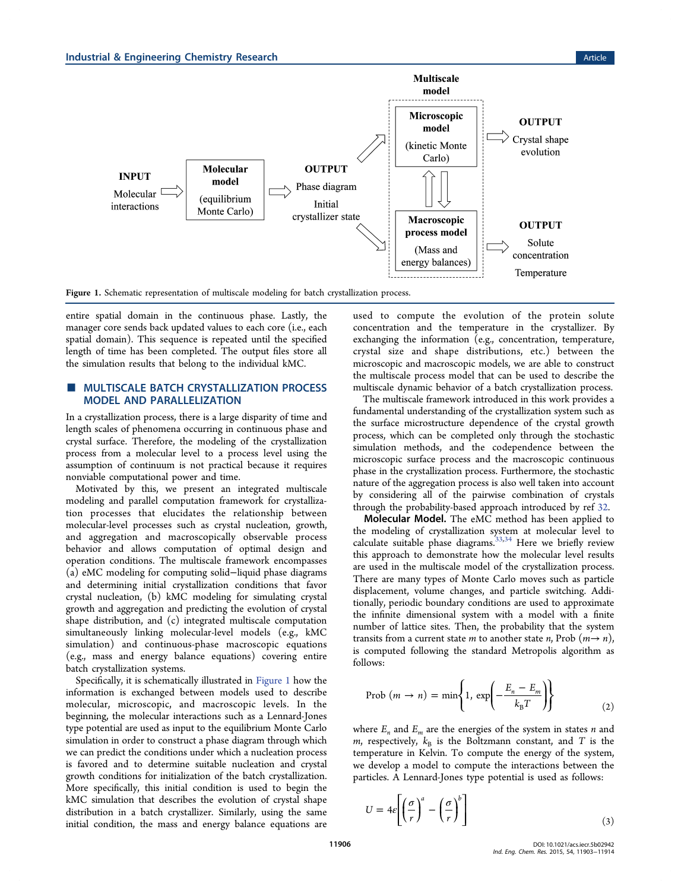**Figure 1.** Schematic representation of multiscale modeling for batch crystallization process.

entire spatial domain in the continuous phase. Lastly, the manager core sends back updated values to each core (i.e., each spatial domain). This sequence is repeated until the specified length of time has been completed. The output files store all the simulation results that belong to the individual kMC.

## MULTISCALE BATCH CRYSTALLIZATION PROCESS MODEL AND PARALLELIZATION

In a crystallization process, there is a large disparity of time and length scales of phenomena occurring in continuous phase and crystal surface. Therefore, the modeling of the crystallization process from a molecular level to a process level using the assumption of continuum is not practical because it requires nonviable computational power and time.

Motivated by this, we present an integrated multiscale modeling and parallel computation framework for crystallization processes that elucidates the relationship between molecular-level processes such as crystal nucleation, growth, and aggregation and macroscopically observable process behavior and allows computation of optimal design and operation conditions. The multiscale framework encompasses (a) eMC modeling for computing solid−liquid phase diagrams and determining initial crystallization conditions that favor crystal nucleation, (b) kMC modeling for simulating crystal growth and aggregation and predicting the evolution of crystal shape distribution, and (c) integrated multiscale computation simultaneously linking molecular-level models (e.g., kMC simulation) and continuous-phase macroscopic equations (e.g., mass and energy balance equations) covering entire batch crystallization systems.

Specifically, it is schematically illustrated in Figure 1 how the information is exchanged between models used to describe molecular, microscopic, and macroscopic levels. In the beginning, the molecular interactions such as a Lennard-Jones type potential are used as input to the equilibrium Monte Carlo simulation in order to construct a phase diagram through which we can predict the conditions under which a nucleation process is favored and to determine suitable nucleation and crystal growth conditions for initialization of the batch crystallization. More specifically, this initial condition is used to begin the kMC simulation that describes the evolution of crystal shape distribution in a batch crystallizer. Similarly, using the same initial condition, the mass and energy balance equations are used to compute the evolution of the protein solute concentration and the temperature in the crystallizer. By exchanging the information (e.g., concentration, temperature, crystal size and shape distributions, etc.) between the microscopic and macroscopic models, we are able to construct the multiscale process model that can be used to describe the multiscale dynamic behavior of a batch crystallization process.

The multiscale framework introduced in this work provides a fundamental understanding of the crystallization system such as the surface microstructure dependence of the crystal growth process, which can be completed only through the stochastic simulation methods, and the codependence between the microscopic surface process and the macroscopic continuous phase in the crystallization process. Furthermore, the stochastic nature of the aggregation process is also well taken into account by considering all of the pairwise combination of crystals through the probability-based approach introduced by ref 32.

**Molecular Model.** The eMC method has been applied to the modeling of crystallization system at molecular level to calculate suitable phase diagrams.[33,34] Here we briefly review this approach to demonstrate how the molecular level results are used in the multiscale model of the crystallization process. There are many types of Monte Carlo moves such as particle displacement, volume changes, and particle switching. Additionally, periodic boundary conditions are used to approximate the infinite dimensional system with a model with a finite number of lattice sites. Then, the probability that the system transits from a current state $m$ to another state $n$, Prob $(m \rightarrow n)$, is computed following the standard Metropolis algorithm as follows:

$$\text{Prob}\ (m \rightarrow n) = \min\left\{1,\ \exp\left(-\frac{E_n - E_m}{k_B T}\right)\right\} \tag{2}$$

where $E_n$ and $E_m$ are the energies of the system in states $n$ and $m$, respectively, $k_B$ is the Boltzmann constant, and $T$ is the temperature in Kelvin. To compute the energy of the system, we develop a model to compute the interactions between the particles. A Lennard-Jones type potential is used as follows:

$$U = 4\varepsilon\left[\left(\frac{\sigma}{r}\right)^a - \left(\frac{\sigma}{r}\right)^b\right] \tag{3}$$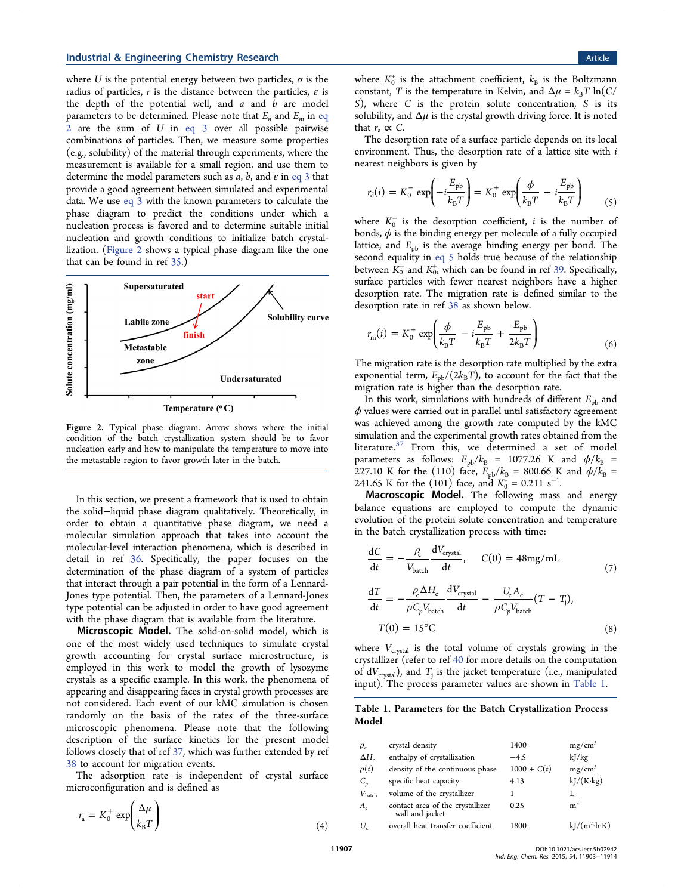where $U$ is the potential energy between two particles, $\sigma$ is the radius of particles, $r$ is the distance between the particles, $\varepsilon$ is the depth of the potential well, and $a$ and $b$ are model parameters to be determined. Please note that $E_n$ and $E_m$ in eq 2 are the sum of $U$ in eq 3 over all possible pairwise combinations of particles. Then, we measure some properties (e.g., solubility) of the material through experiments, where the measurement is available for a small region, and use them to determine the model parameters such as $a$, $b$, and $\varepsilon$ in eq 3 that provide a good agreement between simulated and experimental data. We use eq 3 with the known parameters to calculate the phase diagram to predict the conditions under which a nucleation process is favored and to determine suitable initial nucleation and growth conditions to initialize batch crystallization. (Figure 2 shows a typical phase diagram like the one that can be found in ref 35.)

Figure 2. Typical phase diagram. Arrow shows where the initial condition of the batch crystallization system should be to favor nucleation early and how to manipulate the temperature to move into the metastable region to favor growth later in the batch.

In this section, we present a framework that is used to obtain the solid−liquid phase diagram qualitatively. Theoretically, in order to obtain a quantitative phase diagram, we need a molecular simulation approach that takes into account the molecular-level interaction phenomena, which is described in detail in ref 36. Specifically, the paper focuses on the determination of the phase diagram of a system of particles that interact through a pair potential in the form of a Lennard-Jones type potential. Then, the parameters of a Lennard-Jones type potential can be adjusted in order to have good agreement with the phase diagram that is available from the literature.

**Microscopic Model.** The solid-on-solid model, which is one of the most widely used techniques to simulate crystal growth accounting for crystal surface microstructure, is employed in this work to model the growth of lysozyme crystals as a specific example. In this work, the phenomena of appearing and disappearing faces in crystal growth processes are not considered. Each event of our kMC simulation is chosen randomly on the basis of the rates of the three-surface microscopic phenomena. Please note that the following description of the surface kinetics for the present model follows closely that of ref 37, which was further extended by ref 38 to account for migration events.

The adsorption rate is independent of crystal surface microconfiguration and is defined as

$$r_a = K_0^+ \exp\left(\frac{\Delta\mu}{k_B T}\right) \tag{4}$$

where $K_0^+$ is the attachment coefficient, $k_B$ is the Boltzmann constant, $T$ is the temperature in Kelvin, and $\Delta\mu = k_B T \ln(C/S)$, where $C$ is the protein solute concentration, $S$ is its solubility, and $\Delta\mu$ is the crystal growth driving force. It is noted that $r_a \propto C$.

The desorption rate of a surface particle depends on its local environment. Thus, the desorption rate of a lattice site with $i$ nearest neighbors is given by

$$r_d(i) = K_0^- \exp\left(-i\frac{E_{pb}}{k_B T}\right) = K_0^+ \exp\left(\frac{\phi}{k_B T} - i\frac{E_{pb}}{k_B T}\right) \tag{5}$$

where $K_0^-$ is the desorption coefficient, $i$ is the number of bonds, $\phi$ is the binding energy per molecule of a fully occupied lattice, and $E_{pb}$ is the average binding energy per bond. The second equality in eq 5 holds true because of the relationship between $K_0^-$ and $K_0^+$, which can be found in ref 39. Specifically, surface particles with fewer nearest neighbors have a higher desorption rate. The migration rate is defined similar to the desorption rate in ref 38 as shown below.

$$r_m(i) = K_0^+ \exp\left(\frac{\phi}{k_B T} - i\frac{E_{pb}}{k_B T} + \frac{E_{pb}}{2k_B T}\right) \tag{6}$$

The migration rate is the desorption rate multiplied by the extra exponential term, $E_{pb}/(2k_B T)$, to account for the fact that the migration rate is higher than the desorption rate.

In this work, simulations with hundreds of different $E_{pb}$ and $\phi$ values were carried out in parallel until satisfactory agreement was achieved among the growth rate computed by the kMC simulation and the experimental growth rates obtained from the literature.[37] From this, we determined a set of model parameters as follows: $E_{pb}/k_B$ = 1077.26 K and $\phi/k_B$ = 227.10 K for the (110) face, $E_{pb}/k_B$ = 800.66 K and $\phi/k_B$ = 241.65 K for the (101) face, and $K_0^+$ = 0.211 s$^{-1}$.

**Macroscopic Model.** The following mass and energy balance equations are employed to compute the dynamic evolution of the protein solute concentration and temperature in the batch crystallization process with time:

$$\frac{dC}{dt} = -\frac{\rho_c}{V_{batch}}\frac{dV_{crystal}}{dt}, \quad C(0) = 48\text{mg/mL} \tag{7}$$

$$\frac{dT}{dt} = -\frac{\rho_c \Delta H_c}{\rho C_p V_{batch}}\frac{dV_{crystal}}{dt} - \frac{U_c A_c}{\rho C_p V_{batch}}(T - T_j), \quad T(0) = 15°\text{C} \tag{8}$$

where $V_{crystal}$ is the total volume of crystals growing in the crystallizer (refer to ref 40 for more details on the computation of $dV_{crystal}$), and $T_j$ is the jacket temperature (i.e., manipulated input). The process parameter values are shown in Table 1.

Table 1. Parameters for the Batch Crystallization Process Model

| | | | |
|---|---|---|---|
| $\rho_c$ | crystal density | 1400 | mg/cm$^3$ |
| $\Delta H_c$ | enthalpy of crystallization | −4.5 | kJ/kg |
| $\rho(t)$ | density of the continuous phase | 1000 + $C(t)$ | mg/cm$^3$ |
| $C_p$ | specific heat capacity | 4.13 | kJ/(K·kg) |
| $V_{batch}$ | volume of the crystallizer | 1 | L |
| $A_c$ | contact area of the crystallizer wall and jacket | 0.25 | m$^2$ |
| $U_c$ | overall heat transfer coefficient | 1800 | kJ/(m$^2$·h·K) |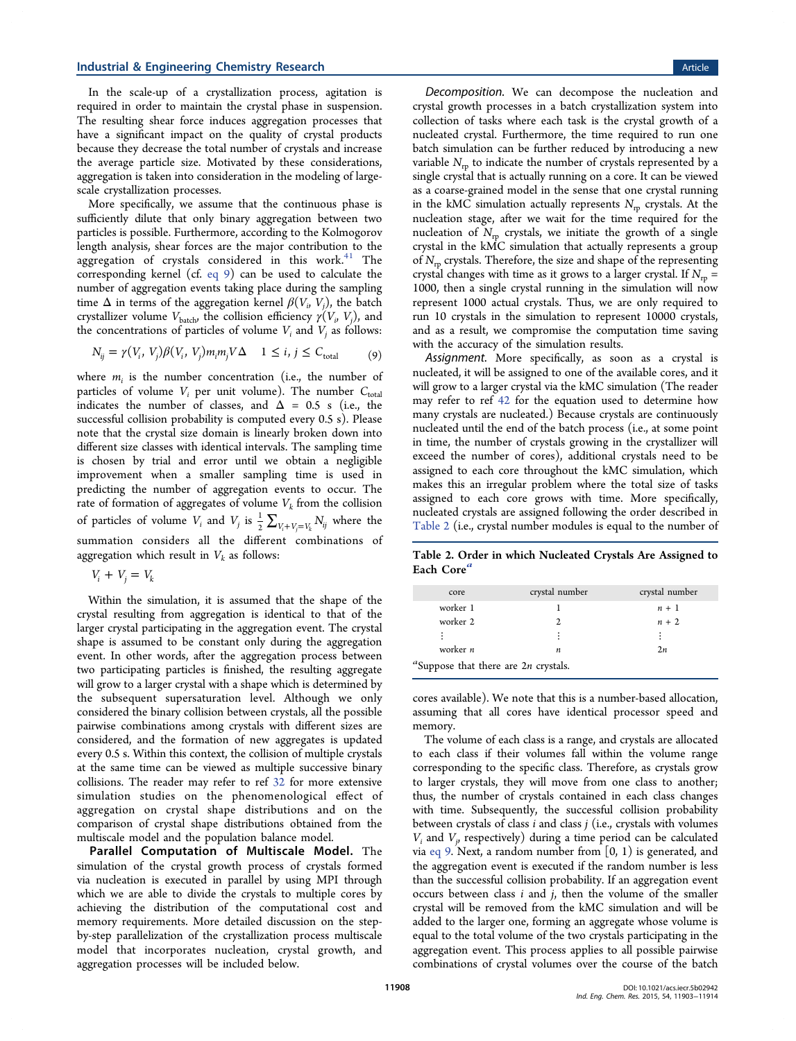In the scale-up of a crystallization process, agitation is required in order to maintain the crystal phase in suspension. The resulting shear force induces aggregation processes that have a significant impact on the quality of crystal products because they decrease the total number of crystals and increase the average particle size. Motivated by these considerations, aggregation is taken into consideration in the modeling of large-scale crystallization processes.

More specifically, we assume that the continuous phase is sufficiently dilute that only binary aggregation between two particles is possible. Furthermore, according to the Kolmogorov length analysis, shear forces are the major contribution to the aggregation of crystals considered in this work.[41] The corresponding kernel (cf. eq 9) can be used to calculate the number of aggregation events taking place during the sampling time $\Delta$ in terms of the aggregation kernel $\beta(V_i, V_j)$, the batch crystallizer volume $V_{\text{batch}}$, the collision efficiency $\gamma(V_i, V_j)$, and the concentrations of particles of volume $V_i$ and $V_j$ as follows:

$$N_{ij} = \gamma(V_i, V_j)\beta(V_i, V_j)m_i m_j V\Delta \quad 1 \le i, j \le C_{\text{total}} \tag{9}$$

where $m_i$ is the number concentration (i.e., the number of particles of volume $V_i$ per unit volume). The number $C_{\text{total}}$ indicates the number of classes, and $\Delta = 0.5$ s (i.e., the successful collision probability is computed every 0.5 s). Please note that the crystal size domain is linearly broken down into different size classes with identical intervals. The sampling time is chosen by trial and error until we obtain a negligible improvement when a smaller sampling time is used in predicting the number of aggregation events to occur. The rate of formation of aggregates of volume $V_k$ from the collision of particles of volume $V_i$ and $V_j$ is $\frac{1}{2}\sum_{V_i+V_j=V_k} N_{ij}$ where the summation considers all the different combinations of aggregation which result in $V_k$ as follows:

$$V_i + V_j = V_k$$

Within the simulation, it is assumed that the shape of the crystal resulting from aggregation is identical to that of the larger crystal participating in the aggregation event. The crystal shape is assumed to be constant only during the aggregation event. In other words, after the aggregation process between two participating particles is finished, the resulting aggregate will grow to a larger crystal with a shape which is determined by the subsequent supersaturation level. Although we only considered the binary collision between crystals, all the possible pairwise combinations among crystals with different sizes are considered, and the formation of new aggregates is updated every 0.5 s. Within this context, the collision of multiple crystals at the same time can be viewed as multiple successive binary collisions. The reader may refer to ref 32 for more extensive simulation studies on the phenomenological effect of aggregation on crystal shape distributions and on the comparison of crystal shape distributions obtained from the multiscale model and the population balance model.

**Parallel Computation of Multiscale Model.** The simulation of the crystal growth process of crystals formed via nucleation is executed in parallel by using MPI through which we are able to divide the crystals to multiple cores by achieving the distribution of the computational cost and memory requirements. More detailed discussion on the step-by-step parallelization of the crystallization process multiscale model that incorporates nucleation, crystal growth, and aggregation processes will be included below.

*Decomposition.* We can decompose the nucleation and crystal growth processes in a batch crystallization system into collection of tasks where each task is the crystal growth of a nucleated crystal. Furthermore, the time required to run one batch simulation can be further reduced by introducing a new variable $N_{\text{rp}}$ to indicate the number of crystals represented by a single crystal that is actually running on a core. It can be viewed as a coarse-grained model in the sense that one crystal running in the kMC simulation actually represents $N_{\text{rp}}$ crystals. At the nucleation stage, after we wait for the time required for the nucleation of $N_{\text{rp}}$ crystals, we initiate the growth of a single crystal in the kMC simulation that actually represents a group of $N_{\text{rp}}$ crystals. Therefore, the size and shape of the representing crystal changes with time as it grows to a larger crystal. If $N_{\text{rp}} = 1000$, then a single crystal running in the simulation will now represent 1000 actual crystals. Thus, we are only required to run 10 crystals in the simulation to represent 10000 crystals, and as a result, we compromise the computation time saving with the accuracy of the simulation results.

*Assignment.* More specifically, as soon as a crystal is nucleated, it will be assigned to one of the available cores, and it will grow to a larger crystal via the kMC simulation (The reader may refer to ref 42 for the equation used to determine how many crystals are nucleated.) Because crystals are continuously nucleated until the end of the batch process (i.e., at some point in time, the number of crystals growing in the crystallizer will exceed the number of cores), additional crystals need to be assigned to each core throughout the kMC simulation, which makes this an irregular problem where the total size of tasks assigned to each core grows with time. More specifically, nucleated crystals are assigned following the order described in Table 2 (i.e., crystal number modules is equal to the number of cores available). We note that this is a number-based allocation, assuming that all cores have identical processor speed and memory.

Table 2. Order in which Nucleated Crystals Are Assigned to Each Core[a]

| core | crystal number | crystal number |
|---|---|---|
| worker 1 | 1 | $n + 1$ |
| worker 2 | 2 | $n + 2$ |
| ⋮ | ⋮ | ⋮ |
| worker $n$ | $n$ | $2n$ |

[a]Suppose that there are $2n$ crystals.

The volume of each class is a range, and crystals are allocated to each class if their volumes fall within the volume range corresponding to the specific class. Therefore, as crystals grow to larger crystals, they will move from one class to another; thus, the number of crystals contained in each class changes with time. Subsequently, the successful collision probability between crystals of class $i$ and class $j$ (i.e., crystals with volumes $V_i$ and $V_j$, respectively) during a time period can be calculated via eq 9. Next, a random number from [0, 1) is generated, and the aggregation event is executed if the random number is less than the successful collision probability. If an aggregation event occurs between class $i$ and $j$, then the volume of the smaller crystal will be removed from the kMC simulation and will be added to the larger one, forming an aggregate whose volume is equal to the total volume of the two crystals participating in the aggregation event. This process applies to all possible pairwise combinations of crystal volumes over the course of the batch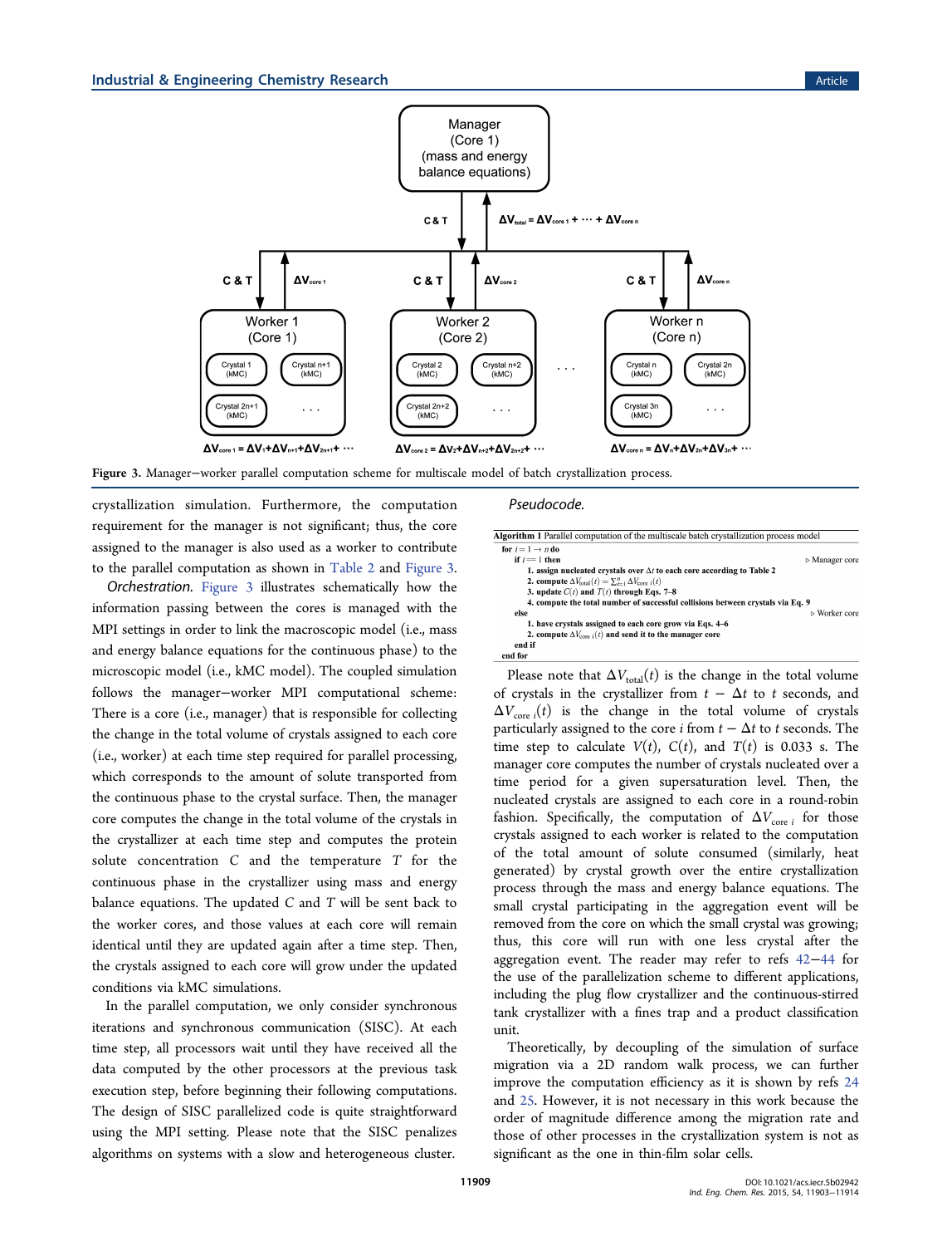Figure 3. Manager–worker parallel computation scheme for multiscale model of batch crystallization process.

crystallization simulation. Furthermore, the computation requirement for the manager is not significant; thus, the core assigned to the manager is also used as a worker to contribute to the parallel computation as shown in Table 2 and Figure 3.

*Orchestration.* Figure 3 illustrates schematically how the information passing between the cores is managed with the MPI settings in order to link the macroscopic model (i.e., mass and energy balance equations for the continuous phase) to the microscopic model (i.e., kMC model). The coupled simulation follows the manager–worker MPI computational scheme: There is a core (i.e., manager) that is responsible for collecting the change in the total volume of crystals assigned to each core (i.e., worker) at each time step required for parallel processing, which corresponds to the amount of solute transported from the continuous phase to the crystal surface. Then, the manager core computes the change in the total volume of the crystals in the crystallizer at each time step and computes the protein solute concentration $C$ and the temperature $T$ for the continuous phase in the crystallizer using mass and energy balance equations. The updated $C$ and $T$ will be sent back to the worker cores, and those values at each core will remain identical until they are updated again after a time step. Then, the crystals assigned to each core will grow under the updated conditions via kMC simulations.

In the parallel computation, we only consider synchronous iterations and synchronous communication (SISC). At each time step, all processors wait until they have received all the data computed by the other processors at the previous task execution step, before beginning their following computations. The design of SISC parallelized code is quite straightforward using the MPI setting. Please note that the SISC penalizes algorithms on systems with a slow and heterogeneous cluster.

*Pseudocode.*

**Algorithm 1** Parallel computation of the multiscale batch crystallization process model

```
for i = 1 → n do
    if i == 1 then                                                    ▷ Manager core
        1. assign nucleated crystals over Δt to each core according to Table 2
        2. compute ΔV_total(t) = Σ_{i=1}^{n} ΔV_core i(t)
        3. update C(t) and T(t) through Eqs. 7–8
        4. compute the total number of successful collisions between crystals via Eq. 9
    else                                                              ▷ Worker core
        1. have crystals assigned to each core grow via Eqs. 4–6
        2. compute ΔV_core i(t) and send it to the manager core
    end if
end for
```

Please note that $\Delta V_{\text{total}}(t)$ is the change in the total volume of crystals in the crystallizer from $t - \Delta t$ to $t$ seconds, and $\Delta V_{\text{core } i}(t)$ is the change in the total volume of crystals particularly assigned to the core $i$ from $t - \Delta t$ to $t$ seconds. The time step to calculate $V(t)$, $C(t)$, and $T(t)$ is 0.033 s. The manager core computes the number of crystals nucleated over a time period for a given supersaturation level. Then, the nucleated crystals are assigned to each core in a round-robin fashion. Specifically, the computation of $\Delta V_{\text{core } i}$ for those crystals assigned to each worker is related to the computation of the total amount of solute consumed (similarly, heat generated) by crystal growth over the entire crystallization process through the mass and energy balance equations. The small crystal participating in the aggregation event will be removed from the core on which the small crystal was growing; thus, this core will run with one less crystal after the aggregation event. The reader may refer to refs 42–44 for the use of the parallelization scheme to different applications, including the plug flow crystallizer and the continuous-stirred tank crystallizer with a fines trap and a product classification unit.

Theoretically, by decoupling of the simulation of surface migration via a 2D random walk process, we can further improve the computation efficiency as it is shown by refs 24 and 25. However, it is not necessary in this work because the order of magnitude difference among the migration rate and those of other processes in the crystallization system is not as significant as the one in thin-film solar cells.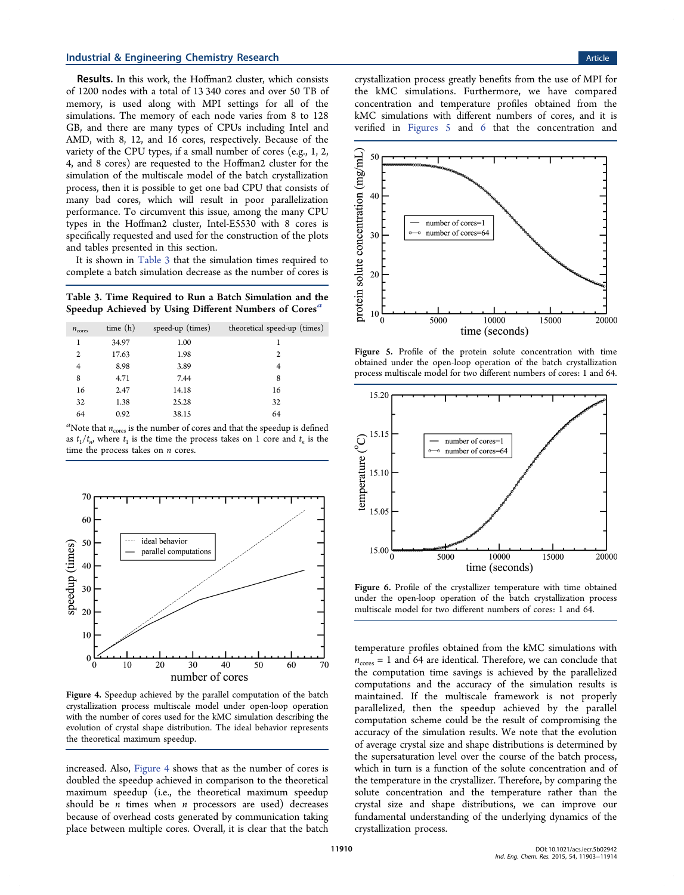**Results.** In this work, the Hoffman2 cluster, which consists of 1200 nodes with a total of 13 340 cores and over 50 TB of memory, is used along with MPI settings for all of the simulations. The memory of each node varies from 8 to 128 GB, and there are many types of CPUs including Intel and AMD, with 8, 12, and 16 cores, respectively. Because of the variety of the CPU types, if a small number of cores (e.g., 1, 2, 4, and 8 cores) are requested to the Hoffman2 cluster for the simulation of the multiscale model of the batch crystallization process, then it is possible to get one bad CPU that consists of many bad cores, which will result in poor parallelization performance. To circumvent this issue, among the many CPU types in the Hoffman2 cluster, Intel-E5530 with 8 cores is specifically requested and used for the construction of the plots and tables presented in this section.

It is shown in Table 3 that the simulation times required to complete a batch simulation decrease as the number of cores is increased. Also, Figure 4 shows that as the number of cores is doubled the speedup achieved in comparison to the theoretical maximum speedup (i.e., the theoretical maximum speedup should be $n$ times when $n$ processors are used) decreases because of overhead costs generated by communication taking place between multiple cores. Overall, it is clear that the batch crystallization process greatly benefits from the use of MPI for the kMC simulations. Furthermore, we have compared concentration and temperature profiles obtained from the kMC simulations with different numbers of cores, and it is verified in Figures 5 and 6 that the concentration and temperature profiles obtained from the kMC simulations with $n_{cores}$ = 1 and 64 are identical. Therefore, we can conclude that the computation time savings is achieved by the parallelized computations and the accuracy of the simulation results is maintained. If the multiscale framework is not properly parallelized, then the speedup achieved by the parallel computation scheme could be the result of compromising the accuracy of the simulation results. We note that the evolution of average crystal size and shape distributions is determined by the supersaturation level over the course of the batch process, which in turn is a function of the solute concentration and of the temperature in the crystallizer. Therefore, by comparing the solute concentration and the temperature rather than the crystal size and shape distributions, we can improve our fundamental understanding of the underlying dynamics of the crystallization process.

**Table 3. Time Required to Run a Batch Simulation and the Speedup Achieved by Using Different Numbers of Cores**[a]

| $n_{cores}$ | time (h) | speed-up (times) | theoretical speed-up (times) |
|---|---|---|---|
| 1 | 34.97 | 1.00 | 1 |
| 2 | 17.63 | 1.98 | 2 |
| 4 | 8.98 | 3.89 | 4 |
| 8 | 4.71 | 7.44 | 8 |
| 16 | 2.47 | 14.18 | 16 |
| 32 | 1.38 | 25.28 | 32 |
| 64 | 0.92 | 38.15 | 64 |

[a]Note that $n_{cores}$ is the number of cores and that the speedup is defined as $t_1/t_n$, where $t_1$ is the time the process takes on 1 core and $t_n$ is the time the process takes on $n$ cores.

Figure 4. Speedup achieved by the parallel computation of the batch crystallization process multiscale model under open-loop operation with the number of cores used for the kMC simulation describing the evolution of crystal shape distribution. The ideal behavior represents the theoretical maximum speedup.

Figure 5. Profile of the protein solute concentration with time obtained under the open-loop operation of the batch crystallization process multiscale model for two different numbers of cores: 1 and 64.

Figure 6. Profile of the crystallizer temperature with time obtained under the open-loop operation of the batch crystallization process multiscale model for two different numbers of cores: 1 and 64.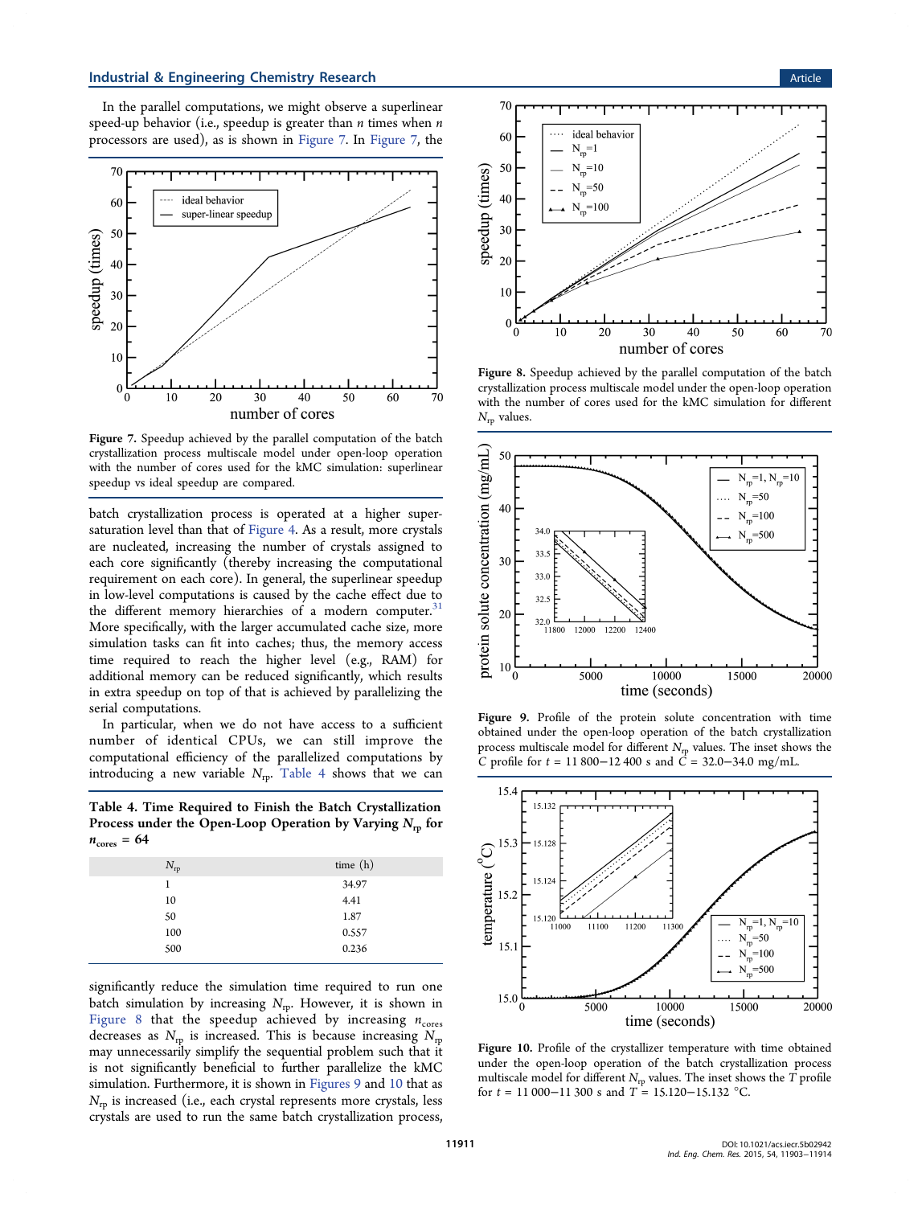In the parallel computations, we might observe a superlinear speed-up behavior (i.e., speedup is greater than $n$ times when $n$ processors are used), as is shown in Figure 7. In Figure 7, the batch crystallization process is operated at a higher supersaturation level than that of Figure 4. As a result, more crystals are nucleated, increasing the number of crystals assigned to each core significantly (thereby increasing the computational requirement on each core). In general, the superlinear speedup in low-level computations is caused by the cache effect due to the different memory hierarchies of a modern computer.[31] More specifically, with the larger accumulated cache size, more simulation tasks can fit into caches; thus, the memory access time required to reach the higher level (e.g., RAM) for additional memory can be reduced significantly, which results in extra speedup on top of that is achieved by parallelizing the serial computations.

Figure 7. Speedup achieved by the parallel computation of the batch crystallization process multiscale model under the open-loop operation with the number of cores used for the kMC simulation: superlinear speedup vs ideal speedup are compared.

In particular, when we do not have access to a sufficient number of identical CPUs, we can still improve the computational efficiency of the parallelized computations by introducing a new variable $N_{rp}$. Table 4 shows that we can significantly reduce the simulation time required to run one batch simulation by increasing $N_{rp}$. However, it is shown in Figure 8 that the speedup achieved by increasing $n_{cores}$ decreases as $N_{rp}$ is increased. This is because increasing $N_{rp}$ may unnecessarily simplify the sequential problem such that it is not significantly beneficial to further parallelize the kMC simulation. Furthermore, it is shown in Figures 9 and 10 that as $N_{rp}$ is increased (i.e., each crystal represents more crystals, less crystals are used to run the same batch crystallization process,

**Table 4. Time Required to Finish the Batch Crystallization Process under the Open-Loop Operation by Varying $N_{rp}$ for $n_{cores}$ = 64**

| $N_{rp}$ | time (h) |
|---|---|
| 1 | 34.97 |
| 10 | 4.41 |
| 50 | 1.87 |
| 100 | 0.557 |
| 500 | 0.236 |

Figure 8. Speedup achieved by the parallel computation of the batch crystallization process multiscale model under the open-loop operation with the number of cores used for the kMC simulation for different $N_{rp}$ values.

Figure 9. Profile of the protein solute concentration with time obtained under the open-loop operation of the batch crystallization process multiscale model for different $N_{rp}$ values. The inset shows the $C$ profile for $t$ = 11 800−12 400 s and $C$ = 32.0−34.0 mg/mL.

Figure 10. Profile of the crystallizer temperature with time obtained under the open-loop operation of the batch crystallization process multiscale model for different $N_{rp}$ values. The inset shows the $T$ profile for $t$ = 11 000−11 300 s and $T$ = 15.120−15.132 °C.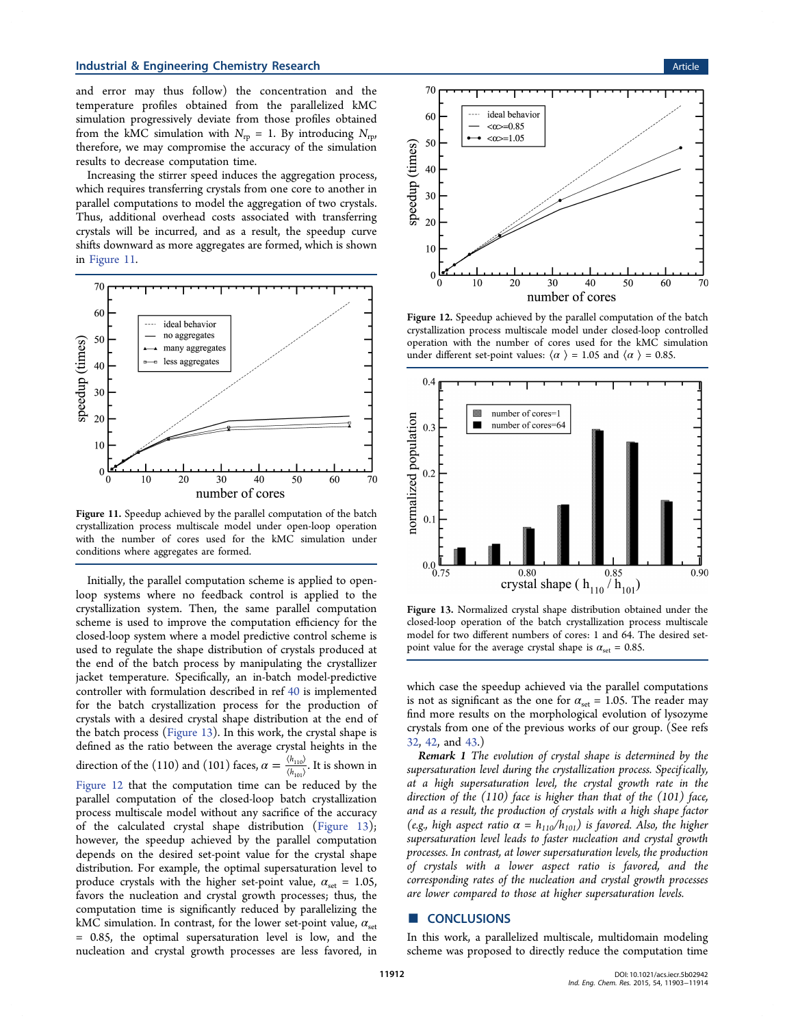and error may thus follow) the concentration and the temperature profiles obtained from the parallelized kMC simulation progressively deviate from those profiles obtained from the kMC simulation with $N_{rp} = 1$. By introducing $N_{rp}$, therefore, we may compromise the accuracy of the simulation results to decrease computation time.

Increasing the stirrer speed induces the aggregation process, which requires transferring crystals from one core to another in parallel computations to model the aggregation of two crystals. Thus, additional overhead costs associated with transferring crystals will be incurred, and as a result, the speedup curve shifts downward as more aggregates are formed, which is shown in Figure 11.

Figure 11. Speedup achieved by the parallel computation of the batch crystallization process multiscale model under open-loop operation with the number of cores used for the kMC simulation under conditions where aggregates are formed.

Initially, the parallel computation scheme is applied to open-loop systems where no feedback control is applied to the crystallization system. Then, the same parallel computation scheme is used to improve the computation efficiency for the closed-loop system where a model predictive control scheme is used to regulate the shape distribution of crystals produced at the end of the batch process by manipulating the crystallizer jacket temperature. Specifically, an in-batch model-predictive controller with formulation described in ref 40 is implemented for the batch crystallization process for the production of crystals with a desired crystal shape distribution at the end of the batch process (Figure 13). In this work, the crystal shape is defined as the ratio between the average crystal heights in the direction of the (110) and (101) faces, $\alpha = \frac{\langle h_{110} \rangle}{\langle h_{101} \rangle}$. It is shown in Figure 12 that the computation time can be reduced by the parallel computation of the closed-loop batch crystallization process multiscale model without any sacrifice of the accuracy of the calculated crystal shape distribution (Figure 13); however, the speedup achieved by the parallel computation depends on the desired set-point value for the crystal shape distribution. For example, the optimal supersaturation level to produce crystals with the higher set-point value, $\alpha_{set} = 1.05$, favors the nucleation and crystal growth processes; thus, the computation time is significantly reduced by parallelizing the kMC simulation. In contrast, for the lower set-point value, $\alpha_{set} = 0.85$, the optimal supersaturation level is low, and the nucleation and crystal growth processes are less favored, in which case the speedup achieved via the parallel computations is not as significant as the one for $\alpha_{set} = 1.05$. The reader may find more results on the morphological evolution of lysozyme crystals from one of the previous works of our group. (See refs 32, 42, and 43.)

Figure 12. Speedup achieved by the parallel computation of the batch crystallization process multiscale model under closed-loop controlled operation with the number of cores used for the kMC simulation under different set-point values: $\langle \alpha \rangle = 1.05$ and $\langle \alpha \rangle = 0.85$.

Figure 13. Normalized crystal shape distribution obtained under the closed-loop operation of the batch crystallization process multiscale model for two different numbers of cores: 1 and 64. The desired set-point value for the average crystal shape is $\alpha_{set} = 0.85$.

***Remark 1*** *The evolution of crystal shape is determined by the supersaturation level during the crystallization process. Specifically, at a high supersaturation level, the crystal growth rate in the direction of the (110) face is higher than that of the (101) face, and as a result, the production of crystals with a high shape factor (e.g., high aspect ratio $\alpha = h_{110}/h_{101}$) is favored. Also, the higher supersaturation level leads to faster nucleation and crystal growth processes. In contrast, at lower supersaturation levels, the production of crystals with a lower aspect ratio is favored, and the corresponding rates of the nucleation and crystal growth processes are lower compared to those at higher supersaturation levels.*

## CONCLUSIONS

In this work, a parallelized multiscale, multidomain modeling scheme was proposed to directly reduce the computation time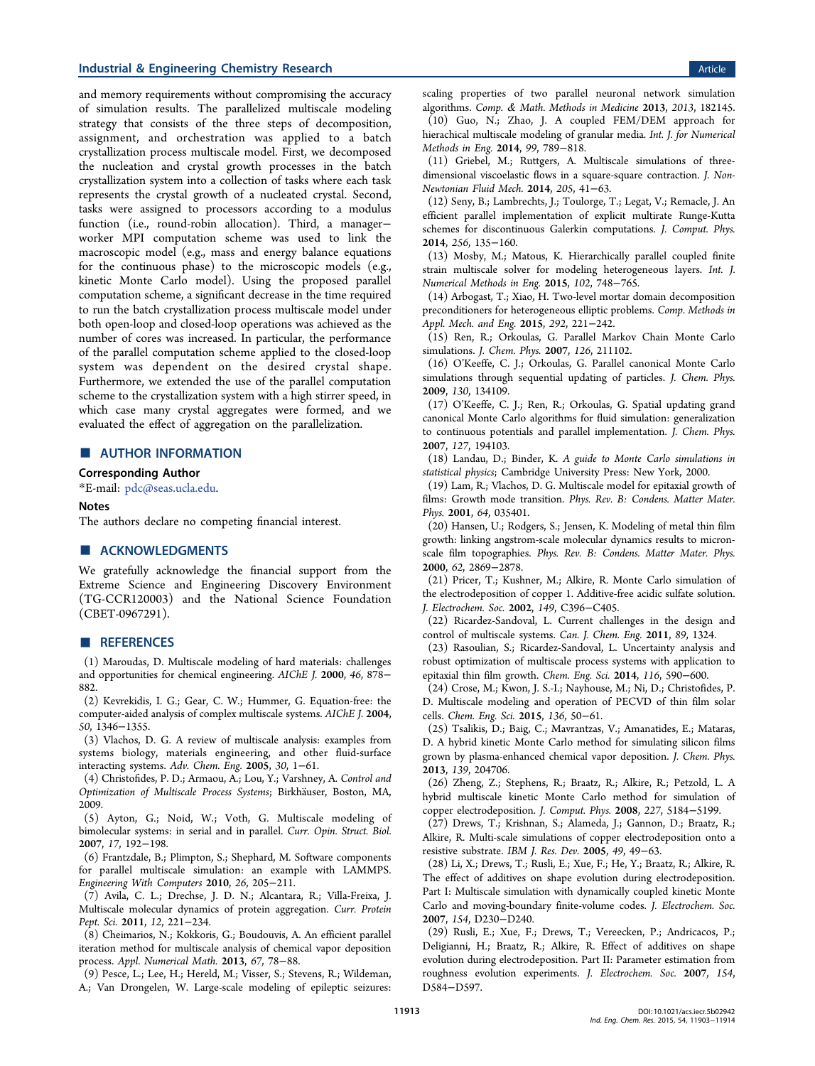and memory requirements without compromising the accuracy of simulation results. The parallelized multiscale modeling strategy that consists of the three steps of decomposition, assignment, and orchestration was applied to a batch crystallization process multiscale model. First, we decomposed the nucleation and crystal growth processes in the batch crystallization system into a collection of tasks where each task represents the crystal growth of a nucleated crystal. Second, tasks were assigned to processors according to a modulus function (i.e., round-robin allocation). Third, a manager−worker MPI computation scheme was used to link the macroscopic model (e.g., mass and energy balance equations for the continuous phase) to the microscopic models (e.g., kinetic Monte Carlo model). Using the proposed parallel computation scheme, a significant decrease in the time required to run the batch crystallization process multiscale model under both open-loop and closed-loop operations was achieved as the number of cores was increased. In particular, the performance of the parallel computation scheme applied to the closed-loop system was dependent on the desired crystal shape. Furthermore, we extended the use of the parallel computation scheme to the crystallization system with a high stirrer speed, in which case many crystal aggregates were formed, and we evaluated the effect of aggregation on the parallelization.

## ■ AUTHOR INFORMATION

### Corresponding Author

*E-mail: pdc@seas.ucla.edu.

### Notes

The authors declare no competing financial interest.

## ■ ACKNOWLEDGMENTS

We gratefully acknowledge the financial support from the Extreme Science and Engineering Discovery Environment (TG-CCR120003) and the National Science Foundation (CBET-0967291).

## ■ REFERENCES

(1) Maroudas, D. Multiscale modeling of hard materials: challenges and opportunities for chemical engineering. *AIChE J.* **2000**, *46*, 878−882.

(2) Kevrekidis, I. G.; Gear, C. W.; Hummer, G. Equation-free: the computer-aided analysis of complex multiscale systems. *AIChE J.* **2004**, *50*, 1346−1355.

(3) Vlachos, D. G. A review of multiscale analysis: examples from systems biology, materials engineering, and other fluid-surface interacting systems. *Adv. Chem. Eng.* **2005**, *30*, 1−61.

(4) Christofides, P. D.; Armaou, A.; Lou, Y.; Varshney, A. *Control and Optimization of Multiscale Process Systems*; Birkhäuser, Boston, MA, 2009.

(5) Ayton, G.; Noid, W.; Voth, G. Multiscale modeling of bimolecular systems: in serial and in parallel. *Curr. Opin. Struct. Biol.* **2007**, *17*, 192−198.

(6) Frantzdale, B.; Plimpton, S.; Shephard, M. Software components for parallel multiscale simulation: an example with LAMMPS. *Engineering With Computers* **2010**, *26*, 205−211.

(7) Avila, C. L.; Drechse, J. D. N.; Alcantara, R.; Villa-Freixa, J. Multiscale molecular dynamics of protein aggregation. *Curr. Protein Pept. Sci.* **2011**, *12*, 221−234.

(8) Cheimarios, N.; Kokkoris, G.; Boudouvis, A. An efficient parallel iteration method for multiscale analysis of chemical vapor deposition process. *Appl. Numerical Math.* **2013**, *67*, 78−88.

(9) Pesce, L.; Lee, H.; Hereld, M.; Visser, S.; Stevens, R.; Wildeman, A.; Van Drongelen, W. Large-scale modeling of epileptic seizures: scaling properties of two parallel neuronal network simulation algorithms. *Comp. & Math. Methods in Medicine* **2013**, *2013*, 182145.

(10) Guo, N.; Zhao, J. A coupled FEM/DEM approach for hierachical multiscale modeling of granular media. *Int. J. for Numerical Methods in Eng.* **2014**, *99*, 789−818.

(11) Griebel, M.; Ruttgers, A. Multiscale simulations of three-dimensional viscoelastic flows in a square-square contraction. *J. Non-Newtonian Fluid Mech.* **2014**, *205*, 41−63.

(12) Seny, B.; Lambrechts, J.; Toulorge, T.; Legat, V.; Remacle, J. An efficient parallel implementation of explicit multirate Runge-Kutta schemes for discontinuous Galerkin computations. *J. Comput. Phys.* **2014**, *256*, 135−160.

(13) Mosby, M.; Matous, K. Hierarchically parallel coupled finite strain multiscale solver for modeling heterogeneous layers. *Int. J. Numerical Methods in Eng.* **2015**, *102*, 748−765.

(14) Arbogast, T.; Xiao, H. Two-level mortar domain decomposition preconditioners for heterogeneous elliptic problems. *Comp. Methods in Appl. Mech. and Eng.* **2015**, *292*, 221−242.

(15) Ren, R.; Orkoulas, G. Parallel Markov Chain Monte Carlo simulations. *J. Chem. Phys.* **2007**, *126*, 211102.

(16) O'Keeffe, C. J.; Orkoulas, G. Parallel canonical Monte Carlo simulations through sequential updating of particles. *J. Chem. Phys.* **2009**, *130*, 134109.

(17) O'Keeffe, C. J.; Ren, R.; Orkoulas, G. Spatial updating grand canonical Monte Carlo algorithms for fluid simulation: generalization to continuous potentials and parallel implementation. *J. Chem. Phys.* **2007**, *127*, 194103.

(18) Landau, D.; Binder, K. *A guide to Monte Carlo simulations in statistical physics*; Cambridge University Press: New York, 2000.

(19) Lam, R.; Vlachos, D. G. Multiscale model for epitaxial growth of films: Growth mode transition. *Phys. Rev. B: Condens. Matter Mater. Phys.* **2001**, *64*, 035401.

(20) Hansen, U.; Rodgers, S.; Jensen, K. Modeling of metal thin film growth: linking angstrom-scale molecular dynamics results to micron-scale film topographies. *Phys. Rev. B: Condens. Matter Mater. Phys.* **2000**, *62*, 2869−2878.

(21) Pricer, T.; Kushner, M.; Alkire, R. Monte Carlo simulation of the electrodeposition of copper 1. Additive-free acidic sulfate solution. *J. Electrochem. Soc.* **2002**, *149*, C396−C405.

(22) Ricardez-Sandoval, L. Current challenges in the design and control of multiscale systems. *Can. J. Chem. Eng.* **2011**, *89*, 1324.

(23) Rasoulian, S.; Ricardez-Sandoval, L. Uncertainty analysis and robust optimization of multiscale process systems with application to epitaxial thin film growth. *Chem. Eng. Sci.* **2014**, *116*, 590−600.

(24) Crose, M.; Kwon, J. S.-I.; Nayhouse, M.; Ni, D.; Christofides, P. D. Multiscale modeling and operation of PECVD of thin film solar cells. *Chem. Eng. Sci.* **2015**, *136*, 50−61.

(25) Tsalikis, D.; Baig, C.; Mavrantzas, V.; Amanatides, E.; Mataras, D. A hybrid kinetic Monte Carlo method for simulating silicon films grown by plasma-enhanced chemical vapor deposition. *J. Chem. Phys.* **2013**, *139*, 204706.

(26) Zheng, Z.; Stephens, R.; Braatz, R.; Alkire, R.; Petzold, L. A hybrid multiscale kinetic Monte Carlo method for simulation of copper electrodeposition. *J. Comput. Phys.* **2008**, *227*, 5184−5199.

(27) Drews, T.; Krishnan, S.; Alameda, J.; Gannon, D.; Braatz, R.; Alkire, R. Multi-scale simulations of copper electrodeposition onto a resistive substrate. *IBM J. Res. Dev.* **2005**, *49*, 49−63.

(28) Li, X.; Drews, T.; Rusli, E.; Xue, F.; He, Y.; Braatz, R.; Alkire, R. The effect of additives on shape evolution during electrodeposition. Part I: Multiscale simulation with dynamically coupled kinetic Monte Carlo and moving-boundary finite-volume codes. *J. Electrochem. Soc.* **2007**, *154*, D230−D240.

(29) Rusli, E.; Xue, F.; Drews, T.; Vereecken, P.; Andricacos, P.; Deligianni, H.; Braatz, R.; Alkire, R. Effect of additives on shape evolution during electrodeposition. Part II: Parameter estimation from roughness evolution experiments. *J. Electrochem. Soc.* **2007**, *154*, D584−D597.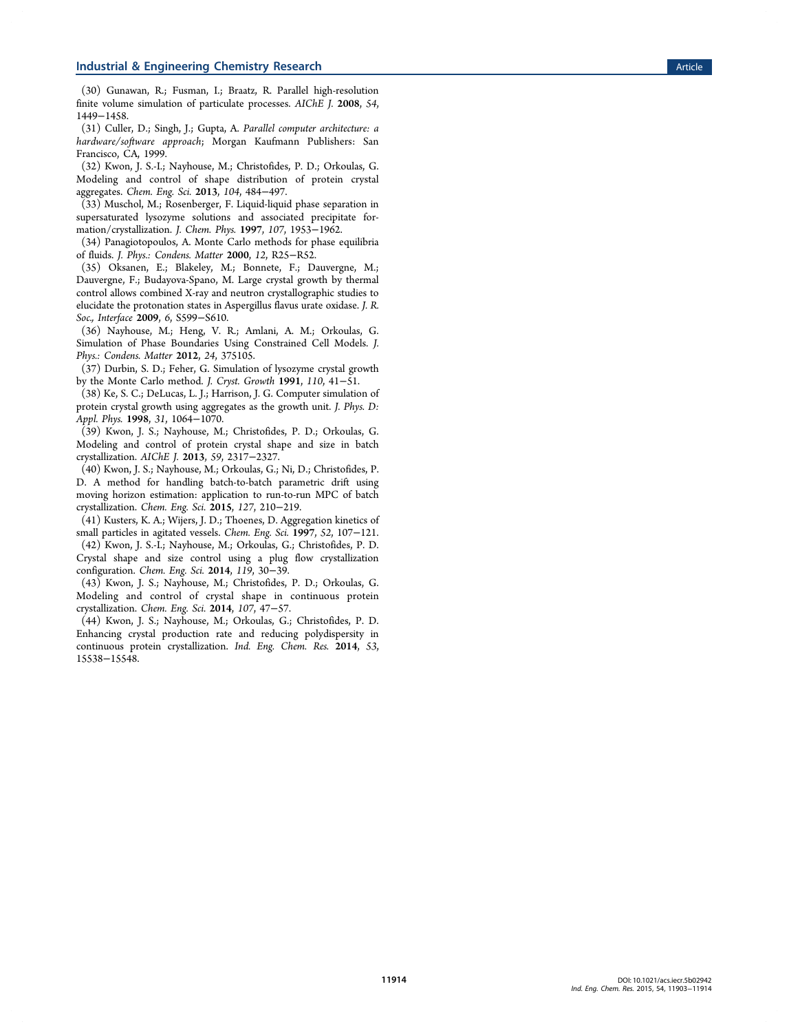(30) Gunawan, R.; Fusman, I.; Braatz, R. Parallel high-resolution finite volume simulation of particulate processes. *AIChE J.* **2008**, *54*, 1449−1458.

(31) Culler, D.; Singh, J.; Gupta, A. *Parallel computer architecture: a hardware/software approach*; Morgan Kaufmann Publishers: San Francisco, CA, 1999.

(32) Kwon, J. S.-I.; Nayhouse, M.; Christofides, P. D.; Orkoulas, G. Modeling and control of shape distribution of protein crystal aggregates. *Chem. Eng. Sci.* **2013**, *104*, 484−497.

(33) Muschol, M.; Rosenberger, F. Liquid-liquid phase separation in supersaturated lysozyme solutions and associated precipitate formation/crystallization. *J. Chem. Phys.* **1997**, *107*, 1953−1962.

(34) Panagiotopoulos, A. Monte Carlo methods for phase equilibria of fluids. *J. Phys.: Condens. Matter* **2000**, *12*, R25−R52.

(35) Oksanen, E.; Blakeley, M.; Bonnete, F.; Dauvergne, M.; Dauvergne, F.; Budayova-Spano, M. Large crystal growth by thermal control allows combined X-ray and neutron crystallographic studies to elucidate the protonation states in Aspergillus flavus urate oxidase. *J. R. Soc., Interface* **2009**, *6*, S599−S610.

(36) Nayhouse, M.; Heng, V. R.; Amlani, A. M.; Orkoulas, G. Simulation of Phase Boundaries Using Constrained Cell Models. *J. Phys.: Condens. Matter* **2012**, *24*, 375105.

(37) Durbin, S. D.; Feher, G. Simulation of lysozyme crystal growth by the Monte Carlo method. *J. Cryst. Growth* **1991**, *110*, 41−51.

(38) Ke, S. C.; DeLucas, L. J.; Harrison, J. G. Computer simulation of protein crystal growth using aggregates as the growth unit. *J. Phys. D: Appl. Phys.* **1998**, *31*, 1064−1070.

(39) Kwon, J. S.; Nayhouse, M.; Christofides, P. D.; Orkoulas, G. Modeling and control of protein crystal shape and size in batch crystallization. *AIChE J.* **2013**, *59*, 2317−2327.

(40) Kwon, J. S.; Nayhouse, M.; Orkoulas, G.; Ni, D.; Christofides, P. D. A method for handling batch-to-batch parametric drift using moving horizon estimation: application to run-to-run MPC of batch crystallization. *Chem. Eng. Sci.* **2015**, *127*, 210−219.

(41) Kusters, K. A.; Wijers, J. D.; Thoenes, D. Aggregation kinetics of small particles in agitated vessels. *Chem. Eng. Sci.* **1997**, *52*, 107−121.

(42) Kwon, J. S.-I.; Nayhouse, M.; Orkoulas, G.; Christofides, P. D. Crystal shape and size control using a plug flow crystallization configuration. *Chem. Eng. Sci.* **2014**, *119*, 30−39.

(43) Kwon, J. S.; Nayhouse, M.; Christofides, P. D.; Orkoulas, G. Modeling and control of crystal shape in continuous protein crystallization. *Chem. Eng. Sci.* **2014**, *107*, 47−57.

(44) Kwon, J. S.; Nayhouse, M.; Orkoulas, G.; Christofides, P. D. Enhancing crystal production rate and reducing polydispersity in continuous protein crystallization. *Ind. Eng. Chem. Res.* **2014**, *53*, 15538−15548.